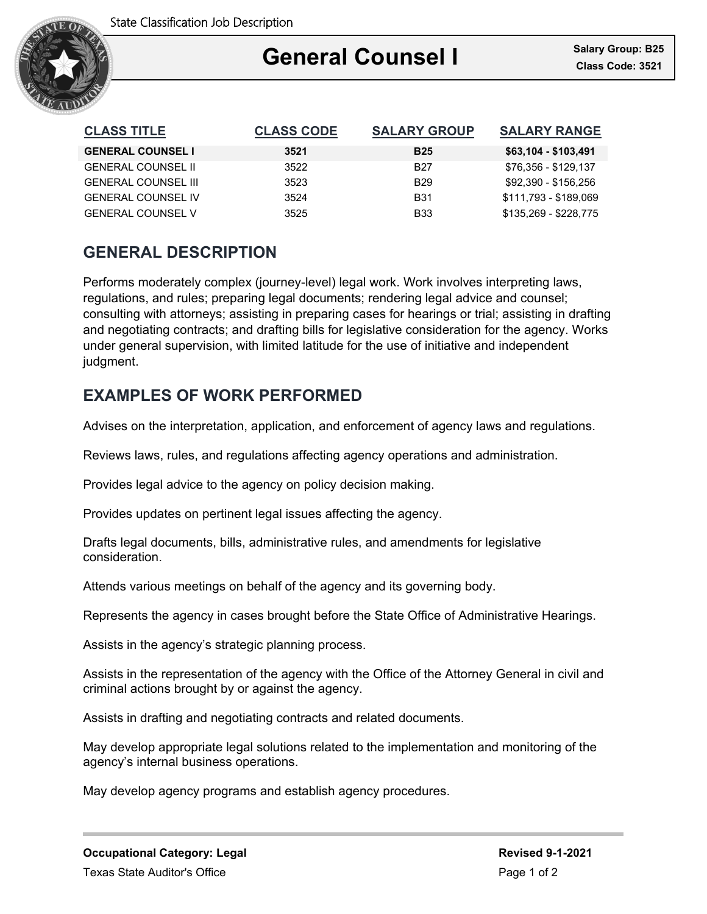State Classification Job Description

# General Counsel I

**Salary Group: B25**
**Class Code: 3521**

| CLASS TITLE | CLASS CODE | SALARY GROUP | SALARY RANGE |
|---|---|---|---|
| **GENERAL COUNSEL I** | **3521** | **B25** | **$63,104 - $103,491** |
| GENERAL COUNSEL II | 3522 | B27 | $76,356 - $129,137 |
| GENERAL COUNSEL III | 3523 | B29 | $92,390 - $156,256 |
| GENERAL COUNSEL IV | 3524 | B31 | $111,793 - $189,069 |
| GENERAL COUNSEL V | 3525 | B33 | $135,269 - $228,775 |

## GENERAL DESCRIPTION

Performs moderately complex (journey-level) legal work. Work involves interpreting laws, regulations, and rules; preparing legal documents; rendering legal advice and counsel; consulting with attorneys; assisting in preparing cases for hearings or trial; assisting in drafting and negotiating contracts; and drafting bills for legislative consideration for the agency. Works under general supervision, with limited latitude for the use of initiative and independent judgment.

## EXAMPLES OF WORK PERFORMED

Advises on the interpretation, application, and enforcement of agency laws and regulations.

Reviews laws, rules, and regulations affecting agency operations and administration.

Provides legal advice to the agency on policy decision making.

Provides updates on pertinent legal issues affecting the agency.

Drafts legal documents, bills, administrative rules, and amendments for legislative consideration.

Attends various meetings on behalf of the agency and its governing body.

Represents the agency in cases brought before the State Office of Administrative Hearings.

Assists in the agency's strategic planning process.

Assists in the representation of the agency with the Office of the Attorney General in civil and criminal actions brought by or against the agency.

Assists in drafting and negotiating contracts and related documents.

May develop appropriate legal solutions related to the implementation and monitoring of the agency's internal business operations.

May develop agency programs and establish agency procedures.

**Occupational Category: Legal**

Texas State Auditor's Office

**Revised 9-1-2021**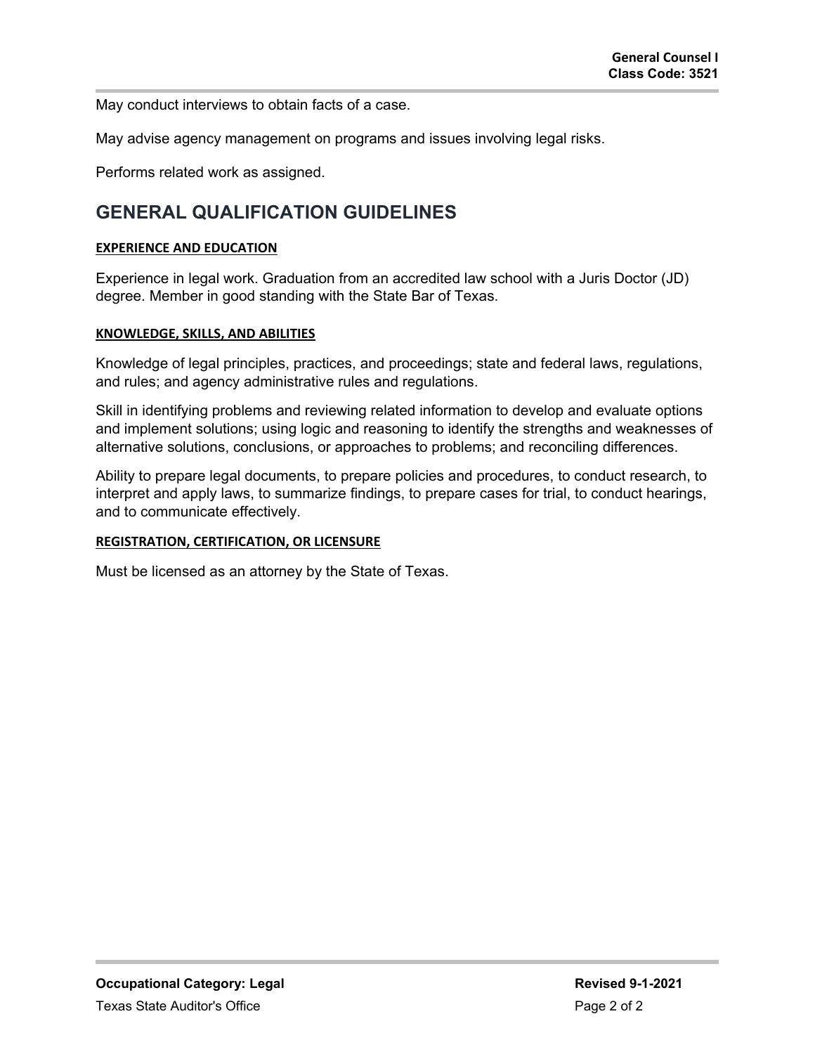May conduct interviews to obtain facts of a case.

May advise agency management on programs and issues involving legal risks.

Performs related work as assigned.

## GENERAL QUALIFICATION GUIDELINES

### EXPERIENCE AND EDUCATION

Experience in legal work. Graduation from an accredited law school with a Juris Doctor (JD) degree. Member in good standing with the State Bar of Texas.

### KNOWLEDGE, SKILLS, AND ABILITIES

Knowledge of legal principles, practices, and proceedings; state and federal laws, regulations, and rules; and agency administrative rules and regulations.

Skill in identifying problems and reviewing related information to develop and evaluate options and implement solutions; using logic and reasoning to identify the strengths and weaknesses of alternative solutions, conclusions, or approaches to problems; and reconciling differences.

Ability to prepare legal documents, to prepare policies and procedures, to conduct research, to interpret and apply laws, to summarize findings, to prepare cases for trial, to conduct hearings, and to communicate effectively.

### REGISTRATION, CERTIFICATION, OR LICENSURE

Must be licensed as an attorney by the State of Texas.